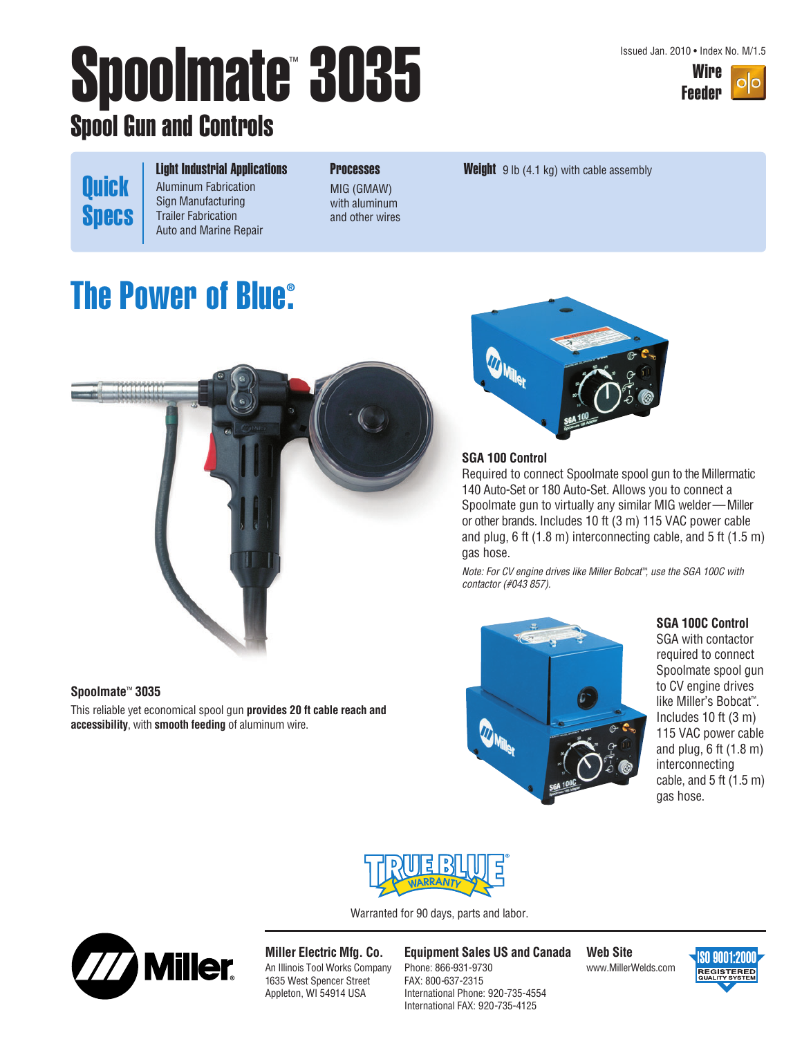Issued Jan. 2010 • Index No. M/1.5

**Wire Feeder**

# Spoolmate™ 3035

## Spool Gun and Controls

**Quick Specs**

**Light Industrial Applications**
Aluminum Fabrication
Sign Manufacturing
Trailer Fabrication
Auto and Marine Repair

**Processes**
MIG (GMAW) with aluminum and other wires

**Weight** 9 lb (4.1 kg) with cable assembly

## The Power of Blue®

### SGA 100 Control

Required to connect Spoolmate spool gun to the Millermatic 140 Auto-Set or 180 Auto-Set. Allows you to connect a Spoolmate gun to virtually any similar MIG welder — Miller or other brands. Includes 10 ft (3 m) 115 VAC power cable and plug, 6 ft (1.8 m) interconnecting cable, and 5 ft (1.5 m) gas hose.

*Note: For CV engine drives like Miller Bobcat™, use the SGA 100C with contactor (#043 857).*

### Spoolmate™ 3035

This reliable yet economical spool gun **provides 20 ft cable reach and accessibility**, with **smooth feeding** of aluminum wire.

### SGA 100C Control

SGA with contactor required to connect Spoolmate spool gun to CV engine drives like Miller's Bobcat™. Includes 10 ft (3 m) 115 VAC power cable and plug, 6 ft (1.8 m) interconnecting cable, and 5 ft (1.5 m) gas hose.

TRUE BLUE® WARRANTY

Warranted for 90 days, parts and labor.

**Miller Electric Mfg. Co.**
An Illinois Tool Works Company
1635 West Spencer Street
Appleton, WI 54914 USA

**Equipment Sales US and Canada**
Phone: 866-931-9730
FAX: 800-637-2315
International Phone: 920-735-4554
International FAX: 920-735-4125

**Web Site**
www.MillerWelds.com

ISO 9001:2000 REGISTERED QUALITY SYSTEM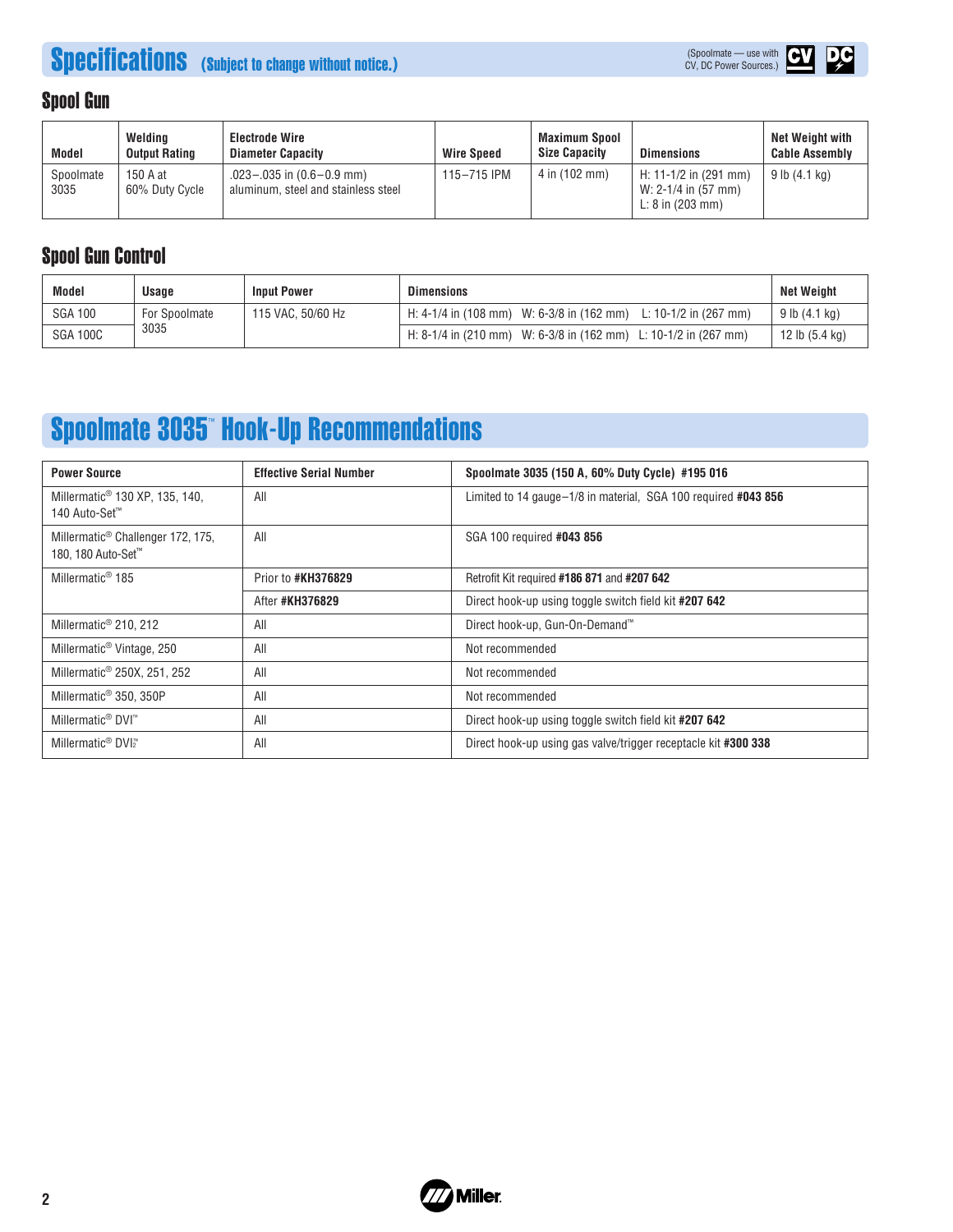# Specifications (Subject to change without notice.)

(Spoolmate — use with CV, DC Power Sources.)

## Spool Gun

| Model | Welding Output Rating | Electrode Wire Diameter Capacity | Wire Speed | Maximum Spool Size Capacity | Dimensions | Net Weight with Cable Assembly |
|---|---|---|---|---|---|---|
| Spoolmate 3035 | 150 A at 60% Duty Cycle | .023–.035 in (0.6–0.9 mm) aluminum, steel and stainless steel | 115–715 IPM | 4 in (102 mm) | H: 11-1/2 in (291 mm) W: 2-1/4 in (57 mm) L: 8 in (203 mm) | 9 lb (4.1 kg) |

## Spool Gun Control

| Model | Usage | Input Power | Dimensions | Net Weight |
|---|---|---|---|---|
| SGA 100 | For Spoolmate 3035 | 115 VAC, 50/60 Hz | H: 4-1/4 in (108 mm) W: 6-3/8 in (162 mm) L: 10-1/2 in (267 mm) | 9 lb (4.1 kg) |
| SGA 100C | | | H: 8-1/4 in (210 mm) W: 6-3/8 in (162 mm) L: 10-1/2 in (267 mm) | 12 lb (5.4 kg) |

# Spoolmate 3035™ Hook-Up Recommendations

| Power Source | Effective Serial Number | Spoolmate 3035 (150 A, 60% Duty Cycle) #195 016 |
|---|---|---|
| Millermatic® 130 XP, 135, 140, 140 Auto-Set™ | All | Limited to 14 gauge–1/8 in material, SGA 100 required **#043 856** |
| Millermatic® Challenger 172, 175, 180, 180 Auto-Set™ | All | SGA 100 required **#043 856** |
| Millermatic® 185 | Prior to **#KH376829** | Retrofit Kit required **#186 871** and **#207 642** |
| | After **#KH376829** | Direct hook-up using toggle switch field kit **#207 642** |
| Millermatic® 210, 212 | All | Direct hook-up, Gun-On-Demand™ |
| Millermatic® Vintage, 250 | All | Not recommended |
| Millermatic® 250X, 251, 252 | All | Not recommended |
| Millermatic® 350, 350P | All | Not recommended |
| Millermatic® DVI™ | All | Direct hook-up using toggle switch field kit **#207 642** |
| Millermatic® DVI2™ | All | Direct hook-up using gas valve/trigger receptacle kit **#300 338** |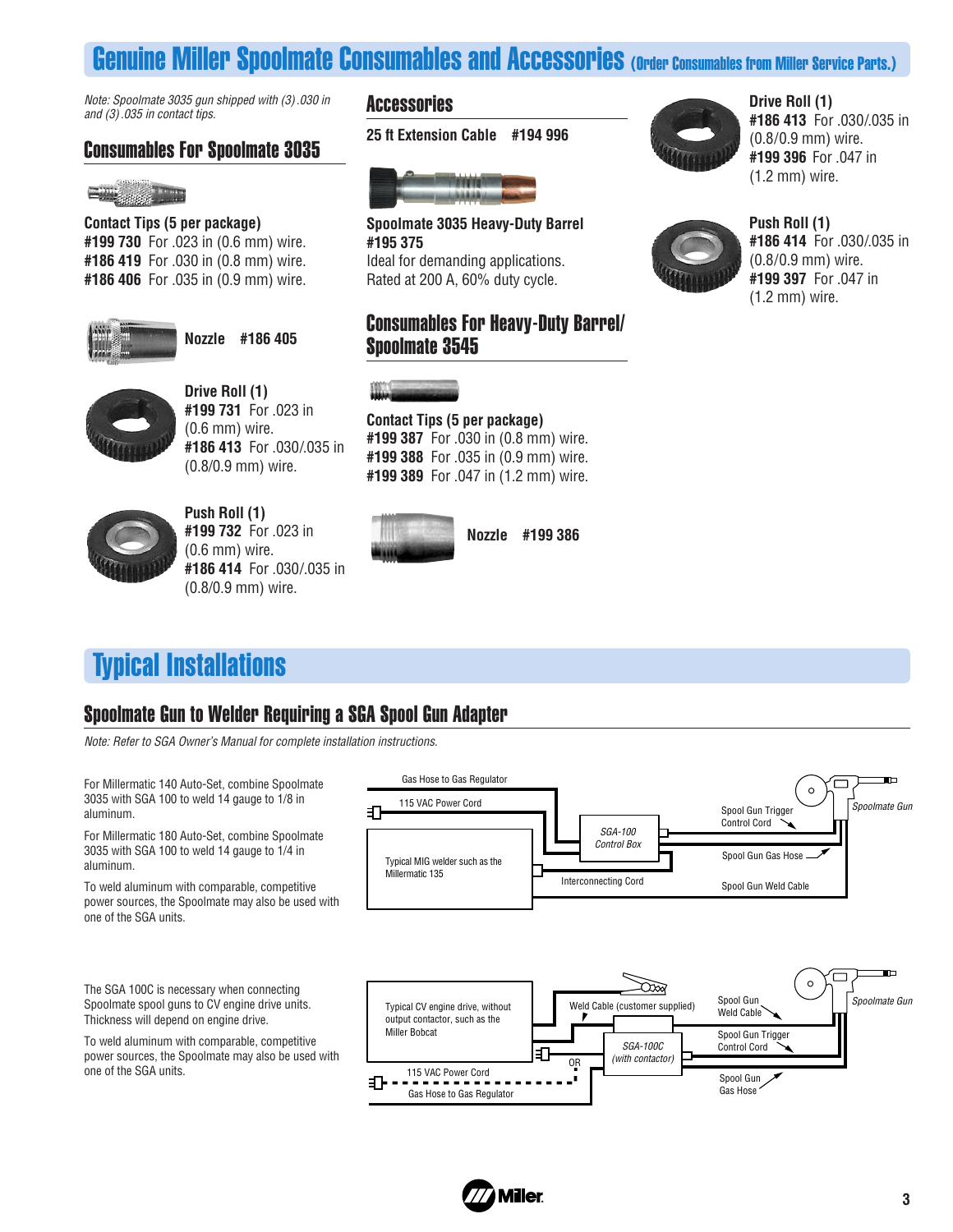# Genuine Miller Spoolmate Consumables and Accessories (Order Consumables from Miller Service Parts.)

*Note: Spoolmate 3035 gun shipped with (3) .030 in and (3) .035 in contact tips.*

## Consumables For Spoolmate 3035

**Contact Tips (5 per package)**
**#199 730** For .023 in (0.6 mm) wire.
**#186 419** For .030 in (0.8 mm) wire.
**#186 406** For .035 in (0.9 mm) wire.

**Nozzle #186 405**

**Drive Roll (1)**
**#199 731** For .023 in (0.6 mm) wire.
**#186 413** For .030/.035 in (0.8/0.9 mm) wire.

**Push Roll (1)**
**#199 732** For .023 in (0.6 mm) wire.
**#186 414** For .030/.035 in (0.8/0.9 mm) wire.

## Accessories

**25 ft Extension Cable #194 996**

**Spoolmate 3035 Heavy-Duty Barrel**
**#195 375**
Ideal for demanding applications.
Rated at 200 A, 60% duty cycle.

## Consumables For Heavy-Duty Barrel/ Spoolmate 3545

**Contact Tips (5 per package)**
**#199 387** For .030 in (0.8 mm) wire.
**#199 388** For .035 in (0.9 mm) wire.
**#199 389** For .047 in (1.2 mm) wire.

**Nozzle #199 386**

**Drive Roll (1)**
**#186 413** For .030/.035 in (0.8/0.9 mm) wire.
**#199 396** For .047 in (1.2 mm) wire.

**Push Roll (1)**
**#186 414** For .030/.035 in (0.8/0.9 mm) wire.
**#199 397** For .047 in (1.2 mm) wire.

# Typical Installations

## Spoolmate Gun to Welder Requiring a SGA Spool Gun Adapter

*Note: Refer to SGA Owner's Manual for complete installation instructions.*

For Millermatic 140 Auto-Set, combine Spoolmate 3035 with SGA 100 to weld 14 gauge to 1/8 in aluminum.

For Millermatic 180 Auto-Set, combine Spoolmate 3035 with SGA 100 to weld 14 gauge to 1/4 in aluminum.

To weld aluminum with comparable, competitive power sources, the Spoolmate may also be used with one of the SGA units.

Gas Hose to Gas Regulator
115 VAC Power Cord
Typical MIG welder such as the Millermatic 135
*SGA-100 Control Box*
Interconnecting Cord
Spool Gun Trigger Control Cord
Spool Gun Gas Hose
Spool Gun Weld Cable
*Spoolmate Gun*

The SGA 100C is necessary when connecting Spoolmate spool guns to CV engine drive units. Thickness will depend on engine drive.

To weld aluminum with comparable, competitive power sources, the Spoolmate may also be used with one of the SGA units.

Typical CV engine drive, without output contactor, such as the Miller Bobcat
Weld Cable (customer supplied)
*SGA-100C (with contactor)*
OR
115 VAC Power Cord
Gas Hose to Gas Regulator
Spool Gun Weld Cable
Spool Gun Trigger Control Cord
Spool Gun Gas Hose
*Spoolmate Gun*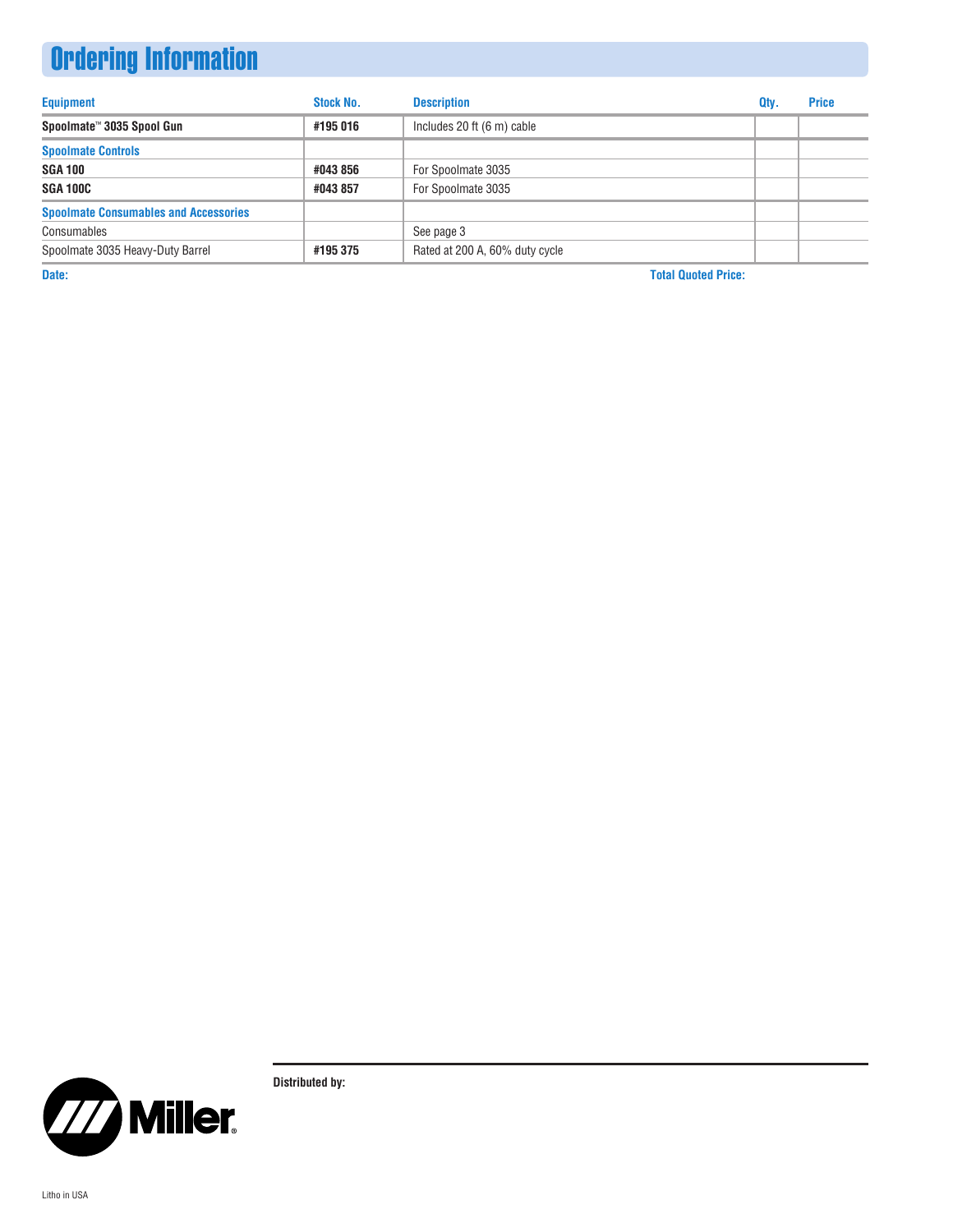# Ordering Information

| Equipment | Stock No. | Description | Qty. | Price |
|---|---|---|---|---|
| **Spoolmate™ 3035 Spool Gun** | **#195 016** | Includes 20 ft (6 m) cable | | |
| **Spoolmate Controls** | | | | |
| **SGA 100** | **#043 856** | For Spoolmate 3035 | | |
| **SGA 100C** | **#043 857** | For Spoolmate 3035 | | |
| **Spoolmate Consumables and Accessories** | | | | |
| Consumables | | See page 3 | | |
| Spoolmate 3035 Heavy-Duty Barrel | **#195 375** | Rated at 200 A, 60% duty cycle | | |

**Date:**

**Total Quoted Price:**

Miller

**Distributed by:**

Litho in USA